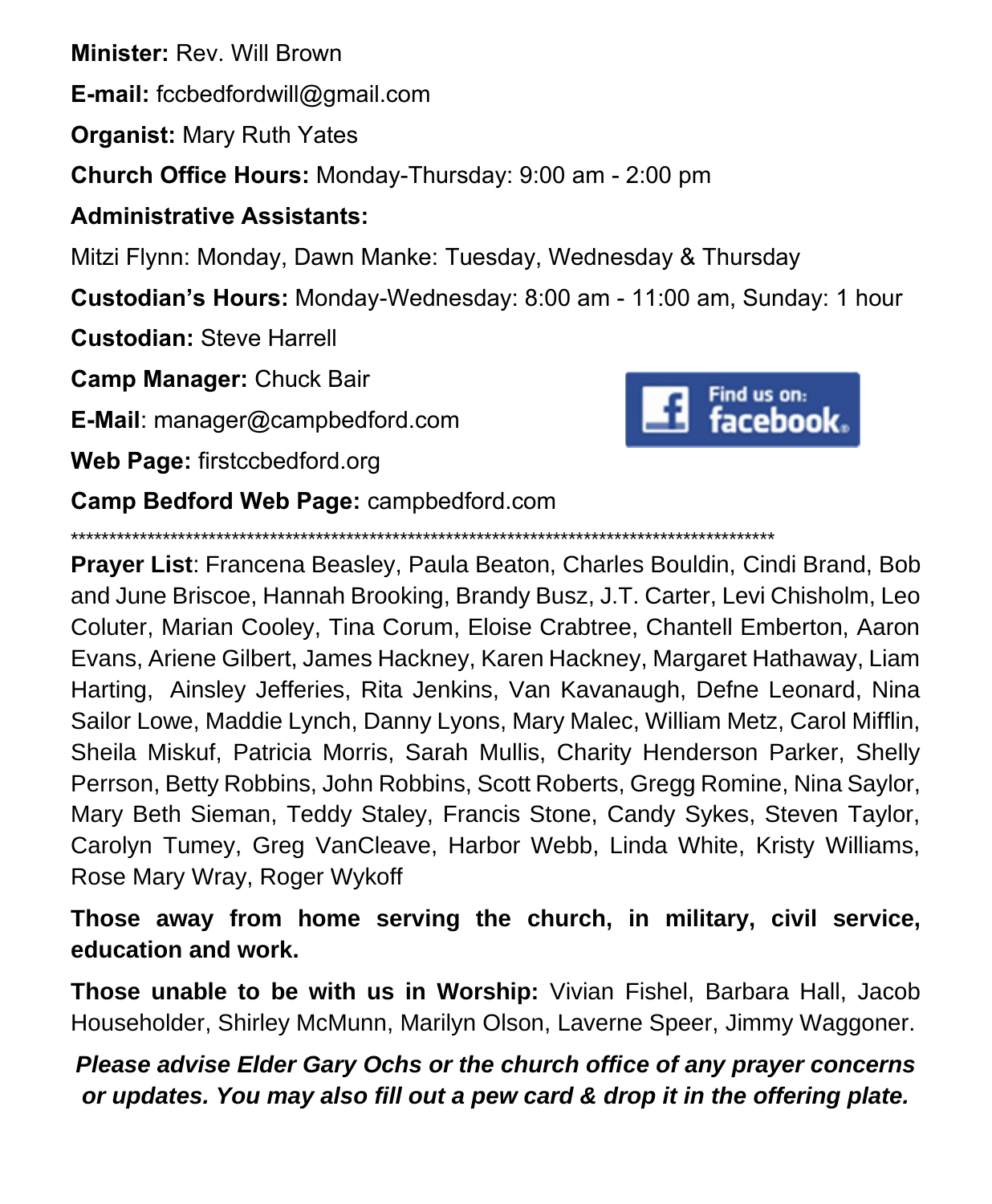**Minister:** Rev. Will Brown

**E-mail:** fccbedfordwill@gmail.com

**Organist:** Mary Ruth Yates

**Church Office Hours:** Monday-Thursday: 9:00 am - 2:00 pm

**Administrative Assistants:**

Mitzi Flynn: Monday, Dawn Manke: Tuesday, Wednesday & Thursday

**Custodian's Hours:** Monday-Wednesday: 8:00 am - 11:00 am, Sunday: 1 hour

**Custodian:** Steve Harrell

**Camp Manager:** Chuck Bair

**E-Mail**: manager@campbedford.com

**Web Page:** firstccbedford.org

**Camp Bedford Web Page:** campbedford.com

Find us on: facebook

\*\*\*\*\*\*\*\*\*\*\*\*\*\*\*\*\*\*\*\*\*\*\*\*\*\*\*\*\*\*\*\*\*\*\*\*\*\*\*\*\*\*\*\*\*\*\*\*\*\*\*\*\*\*\*\*\*\*\*\*\*\*\*\*\*\*\*\*\*\*\*\*\*\*\*\*\*\*\*\*\*\*\*\*\*\*\*\*\*\*\*\*

**Prayer List**: Francena Beasley, Paula Beaton, Charles Bouldin, Cindi Brand, Bob and June Briscoe, Hannah Brooking, Brandy Busz, J.T. Carter, Levi Chisholm, Leo Coluter, Marian Cooley, Tina Corum, Eloise Crabtree, Chantell Emberton, Aaron Evans, Ariene Gilbert, James Hackney, Karen Hackney, Margaret Hathaway, Liam Harting, Ainsley Jefferies, Rita Jenkins, Van Kavanaugh, Defne Leonard, Nina Sailor Lowe, Maddie Lynch, Danny Lyons, Mary Malec, William Metz, Carol Mifflin, Sheila Miskuf, Patricia Morris, Sarah Mullis, Charity Henderson Parker, Shelly Perrson, Betty Robbins, John Robbins, Scott Roberts, Gregg Romine, Nina Saylor, Mary Beth Sieman, Teddy Staley, Francis Stone, Candy Sykes, Steven Taylor, Carolyn Tumey, Greg VanCleave, Harbor Webb, Linda White, Kristy Williams, Rose Mary Wray, Roger Wykoff

**Those away from home serving the church, in military, civil service, education and work.**

**Those unable to be with us in Worship:** Vivian Fishel, Barbara Hall, Jacob Householder, Shirley McMunn, Marilyn Olson, Laverne Speer, Jimmy Waggoner.

***Please advise Elder Gary Ochs or the church office of any prayer concerns or updates. You may also fill out a pew card & drop it in the offering plate.***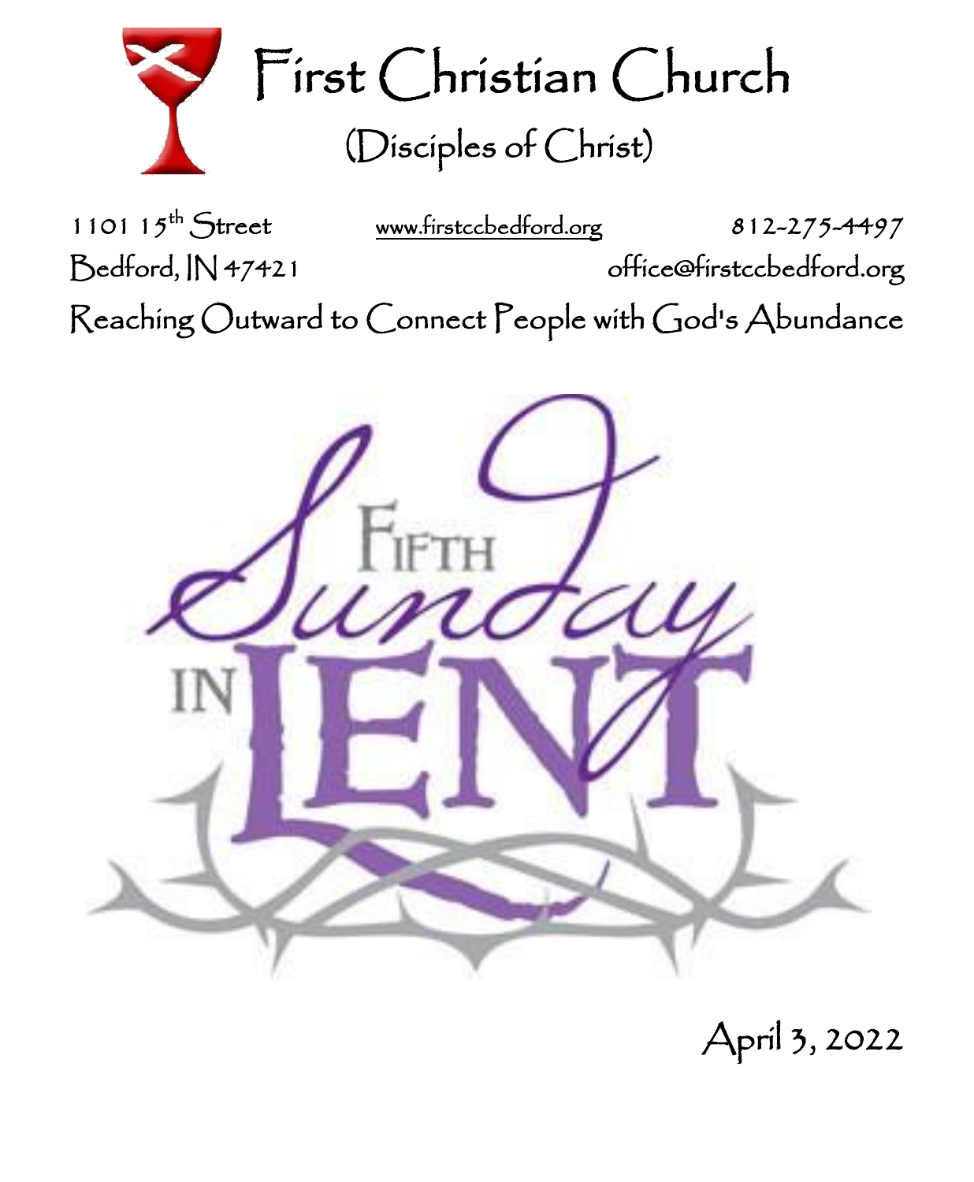# First Christian Church

## (Disciples of Christ)

1101 15th Street | www.firstccbedford.org | 812-275-4497

Bedford, IN 47421 | office@firstccbedford.org

Reaching Outward to Connect People with God's Abundance

Fifth Sunday in Lent

April 3, 2022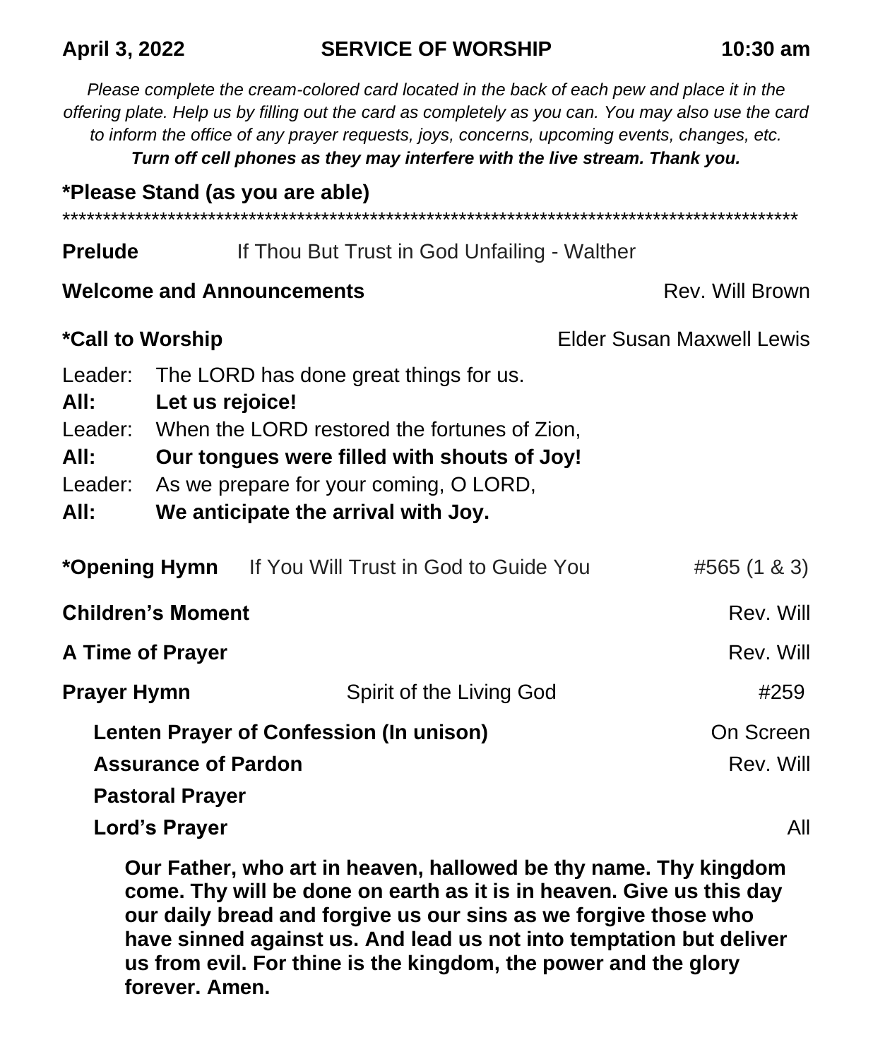**April 3, 2022** **SERVICE OF WORSHIP** **10:30 am**

*Please complete the cream-colored card located in the back of each pew and place it in the offering plate. Help us by filling out the card as completely as you can. You may also use the card to inform the office of any prayer requests, joys, concerns, upcoming events, changes, etc.*
***Turn off cell phones as they may interfere with the live stream. Thank you.***

**\*Please Stand (as you are able)**

\*\*\*\*\*\*\*\*\*\*\*\*\*\*\*\*\*\*\*\*\*\*\*\*\*\*\*\*\*\*\*\*\*\*\*\*\*\*\*\*\*\*\*\*\*\*\*\*\*\*\*\*\*\*\*\*\*\*\*\*\*\*\*\*\*\*\*\*\*\*\*\*\*\*\*\*\*\*\*\*\*\*\*\*\*\*\*\*\*\*

**Prelude** If Thou But Trust in God Unfailing - Walther

**Welcome and Announcements** Rev. Will Brown

**\*Call to Worship** Elder Susan Maxwell Lewis

Leader: The LORD has done great things for us.
**All: Let us rejoice!**
Leader: When the LORD restored the fortunes of Zion,
**All: Our tongues were filled with shouts of Joy!**
Leader: As we prepare for your coming, O LORD,
**All: We anticipate the arrival with Joy.**

**\*Opening Hymn** If You Will Trust in God to Guide You #565 (1 & 3)

**Children's Moment** Rev. Will

**A Time of Prayer** Rev. Will

**Prayer Hymn** Spirit of the Living God #259

**Lenten Prayer of Confession (In unison)** On Screen

**Assurance of Pardon** Rev. Will

**Pastoral Prayer**

**Lord's Prayer** All

**Our Father, who art in heaven, hallowed be thy name. Thy kingdom come. Thy will be done on earth as it is in heaven. Give us this day our daily bread and forgive us our sins as we forgive those who have sinned against us. And lead us not into temptation but deliver us from evil. For thine is the kingdom, the power and the glory forever. Amen.**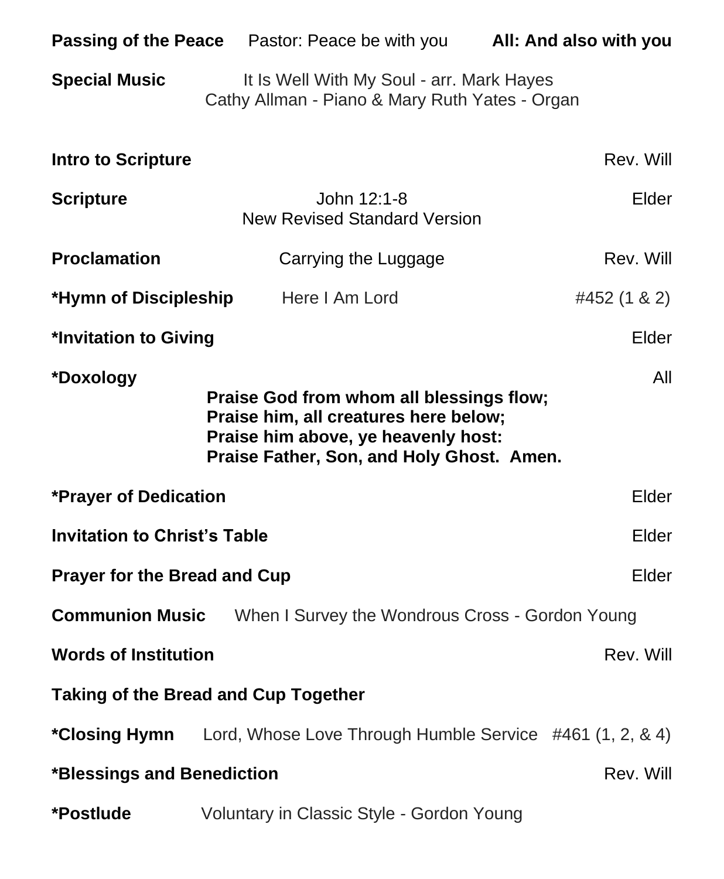**Passing of the Peace** Pastor: Peace be with you **All: And also with you**

**Special Music** It Is Well With My Soul - arr. Mark Hayes
Cathy Allman - Piano & Mary Ruth Yates - Organ

**Intro to Scripture** Rev. Will

**Scripture** John 12:1-8
New Revised Standard Version Elder

**Proclamation** Carrying the Luggage Rev. Will

***Hymn of Discipleship** Here I Am Lord #452 (1 & 2)

***Invitation to Giving** Elder

***Doxology** All

**Praise God from whom all blessings flow;**
**Praise him, all creatures here below;**
**Praise him above, ye heavenly host:**
**Praise Father, Son, and Holy Ghost. Amen.**

***Prayer of Dedication** Elder

**Invitation to Christ's Table** Elder

**Prayer for the Bread and Cup** Elder

**Communion Music** When I Survey the Wondrous Cross - Gordon Young

**Words of Institution** Rev. Will

**Taking of the Bread and Cup Together**

***Closing Hymn** Lord, Whose Love Through Humble Service #461 (1, 2, & 4)

***Blessings and Benediction** Rev. Will

***Postlude** Voluntary in Classic Style - Gordon Young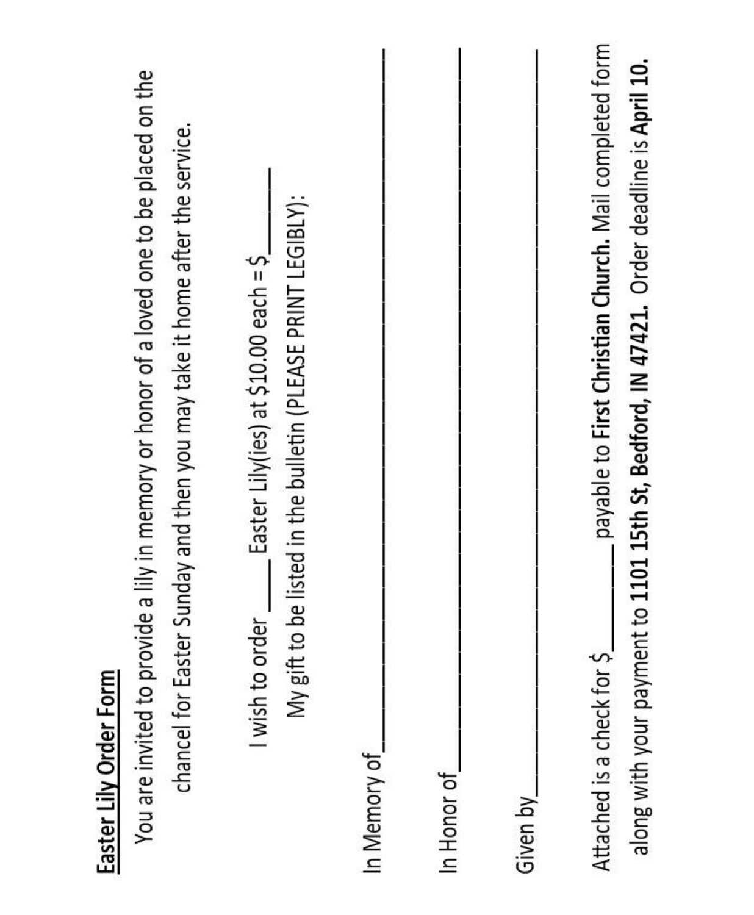**Easter Lily Order Form**

You are invited to provide a lily in memory or honor of a loved one to be placed on the chancel for Easter Sunday and then you may take it home after the service.

I wish to order _____ Easter Lily(ies) at $10.00 each = $_______

My gift to be listed in the bulletin (PLEASE PRINT LEGIBLY):

In Memory of_______________________________________________

In Honor of_________________________________________________

Given by___________________________________________________

Attached is a check for $________ payable to **First Christian Church.** Mail completed form along with your payment to **1101 15th St, Bedford, IN 47421.** Order deadline is **April 10.**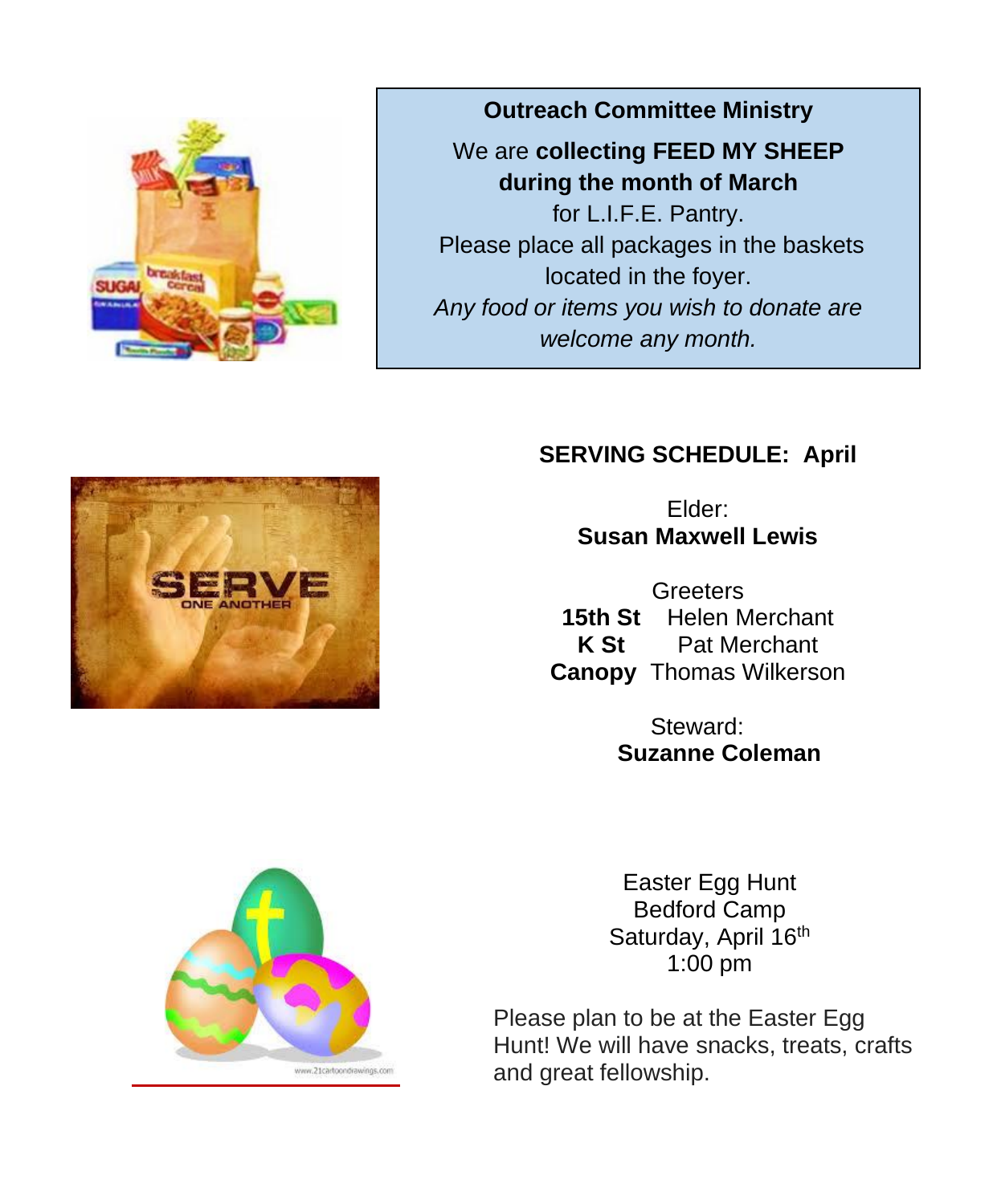**Outreach Committee Ministry**

We are **collecting FEED MY SHEEP during the month of March** for L.I.F.E. Pantry.
Please place all packages in the baskets located in the foyer.
*Any food or items you wish to donate are welcome any month.*

**SERVING SCHEDULE: April**

Elder:
**Susan Maxwell Lewis**

Greeters

| | |
|---|---|
| **15th St** | Helen Merchant |
| **K St** | Pat Merchant |
| **Canopy** | Thomas Wilkerson |

Steward:
**Suzanne Coleman**

Easter Egg Hunt
Bedford Camp
Saturday, April 16th
1:00 pm

Please plan to be at the Easter Egg Hunt! We will have snacks, treats, crafts and great fellowship.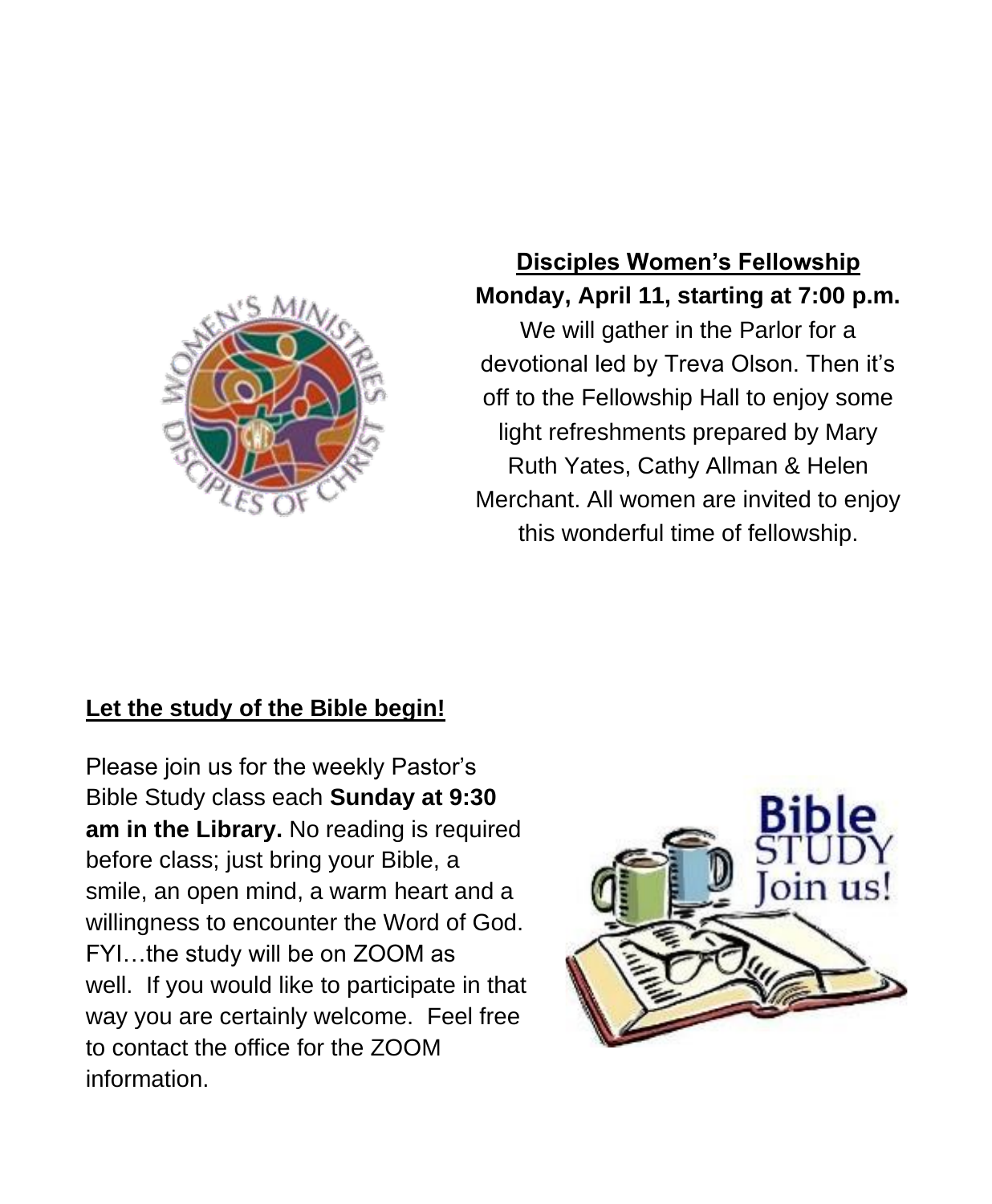## Disciples Women's Fellowship

**Monday, April 11, starting at 7:00 p.m.**

We will gather in the Parlor for a devotional led by Treva Olson. Then it's off to the Fellowship Hall to enjoy some light refreshments prepared by Mary Ruth Yates, Cathy Allman & Helen Merchant. All women are invited to enjoy this wonderful time of fellowship.

## Let the study of the Bible begin!

Please join us for the weekly Pastor's Bible Study class each **Sunday at 9:30 am in the Library.** No reading is required before class; just bring your Bible, a smile, an open mind, a warm heart and a willingness to encounter the Word of God. FYI…the study will be on ZOOM as well. If you would like to participate in that way you are certainly welcome. Feel free to contact the office for the ZOOM information.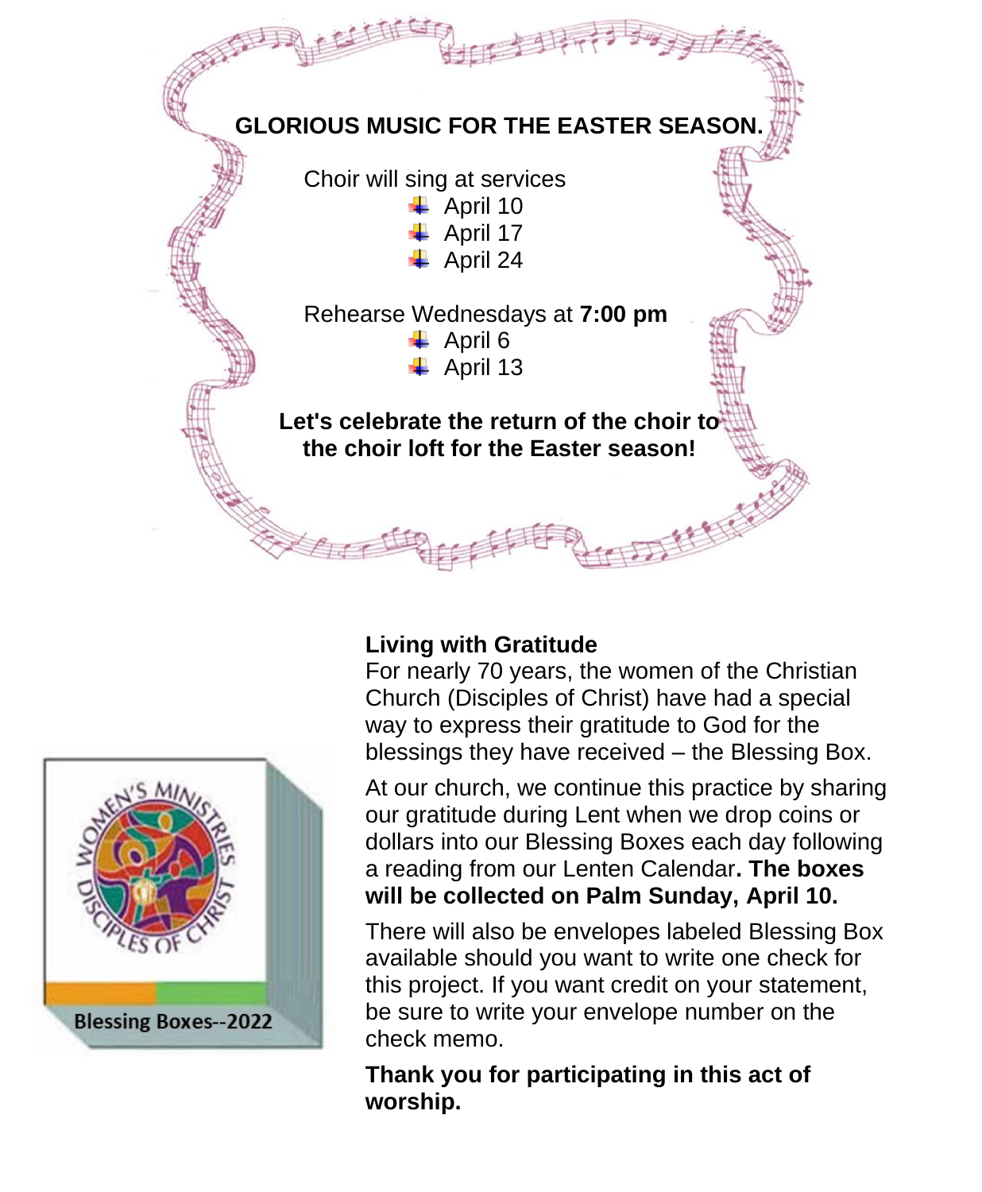## GLORIOUS MUSIC FOR THE EASTER SEASON.

Choir will sing at services

- April 10
- April 17
- April 24

Rehearse Wednesdays at **7:00 pm**

- April 6
- April 13

**Let's celebrate the return of the choir to the choir loft for the Easter season!**

Women's Ministries Disciples of Christ

Blessing Boxes--2022

### Living with Gratitude

For nearly 70 years, the women of the Christian Church (Disciples of Christ) have had a special way to express their gratitude to God for the blessings they have received – the Blessing Box.

At our church, we continue this practice by sharing our gratitude during Lent when we drop coins or dollars into our Blessing Boxes each day following a reading from our Lenten Calendar**. The boxes will be collected on Palm Sunday, April 10.**

There will also be envelopes labeled Blessing Box available should you want to write one check for this project. If you want credit on your statement, be sure to write your envelope number on the check memo.

**Thank you for participating in this act of worship.**